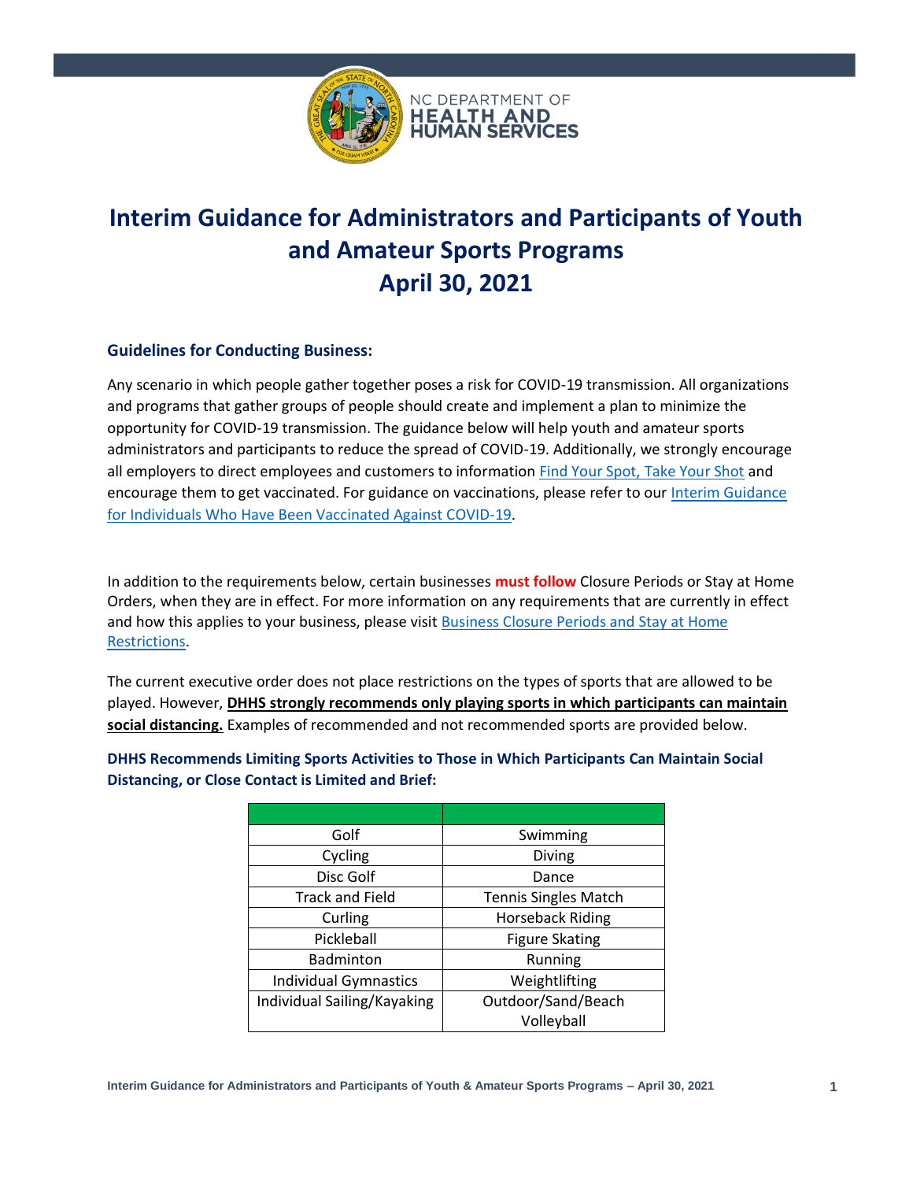# Interim Guidance for Administrators and Participants of Youth and Amateur Sports Programs April 30, 2021

## Guidelines for Conducting Business:

Any scenario in which people gather together poses a risk for COVID-19 transmission. All organizations and programs that gather groups of people should create and implement a plan to minimize the opportunity for COVID-19 transmission. The guidance below will help youth and amateur sports administrators and participants to reduce the spread of COVID-19. Additionally, we strongly encourage all employers to direct employees and customers to information Find Your Spot, Take Your Shot and encourage them to get vaccinated. For guidance on vaccinations, please refer to our Interim Guidance for Individuals Who Have Been Vaccinated Against COVID-19.

In addition to the requirements below, certain businesses **must follow** Closure Periods or Stay at Home Orders, when they are in effect. For more information on any requirements that are currently in effect and how this applies to your business, please visit Business Closure Periods and Stay at Home Restrictions.

The current executive order does not place restrictions on the types of sports that are allowed to be played. However, **DHHS strongly recommends only playing sports in which participants can maintain social distancing.** Examples of recommended and not recommended sports are provided below.

### DHHS Recommends Limiting Sports Activities to Those in Which Participants Can Maintain Social Distancing, or Close Contact is Limited and Brief:

| | |
|---|---|
| Golf | Swimming |
| Cycling | Diving |
| Disc Golf | Dance |
| Track and Field | Tennis Singles Match |
| Curling | Horseback Riding |
| Pickleball | Figure Skating |
| Badminton | Running |
| Individual Gymnastics | Weightlifting |
| Individual Sailing/Kayaking | Outdoor/Sand/Beach Volleyball |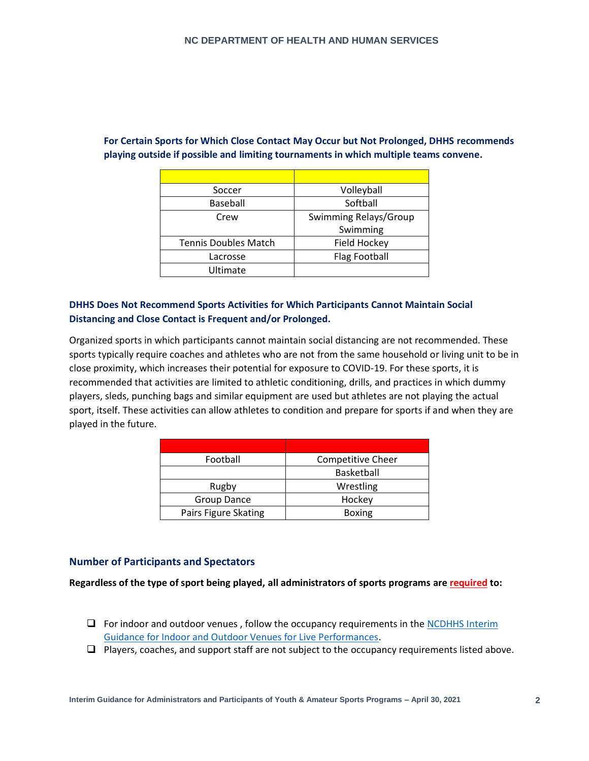**For Certain Sports for Which Close Contact May Occur but Not Prolonged, DHHS recommends playing outside if possible and limiting tournaments in which multiple teams convene.**

| | |
|---|---|
| Soccer | Volleyball |
| Baseball | Softball |
| Crew | Swimming Relays/Group Swimming |
| Tennis Doubles Match | Field Hockey |
| Lacrosse | Flag Football |
| Ultimate | |

**DHHS Does Not Recommend Sports Activities for Which Participants Cannot Maintain Social Distancing and Close Contact is Frequent and/or Prolonged.**

Organized sports in which participants cannot maintain social distancing are not recommended. These sports typically require coaches and athletes who are not from the same household or living unit to be in close proximity, which increases their potential for exposure to COVID-19. For these sports, it is recommended that activities are limited to athletic conditioning, drills, and practices in which dummy players, sleds, punching bags and similar equipment are used but athletes are not playing the actual sport, itself. These activities can allow athletes to condition and prepare for sports if and when they are played in the future.

| | |
|---|---|
| Football | Competitive Cheer |
| | Basketball |
| Rugby | Wrestling |
| Group Dance | Hockey |
| Pairs Figure Skating | Boxing |

## Number of Participants and Spectators

**Regardless of the type of sport being played, all administrators of sports programs are required to:**

- For indoor and outdoor venues , follow the occupancy requirements in the NCDHHS Interim Guidance for Indoor and Outdoor Venues for Live Performances.
- Players, coaches, and support staff are not subject to the occupancy requirements listed above.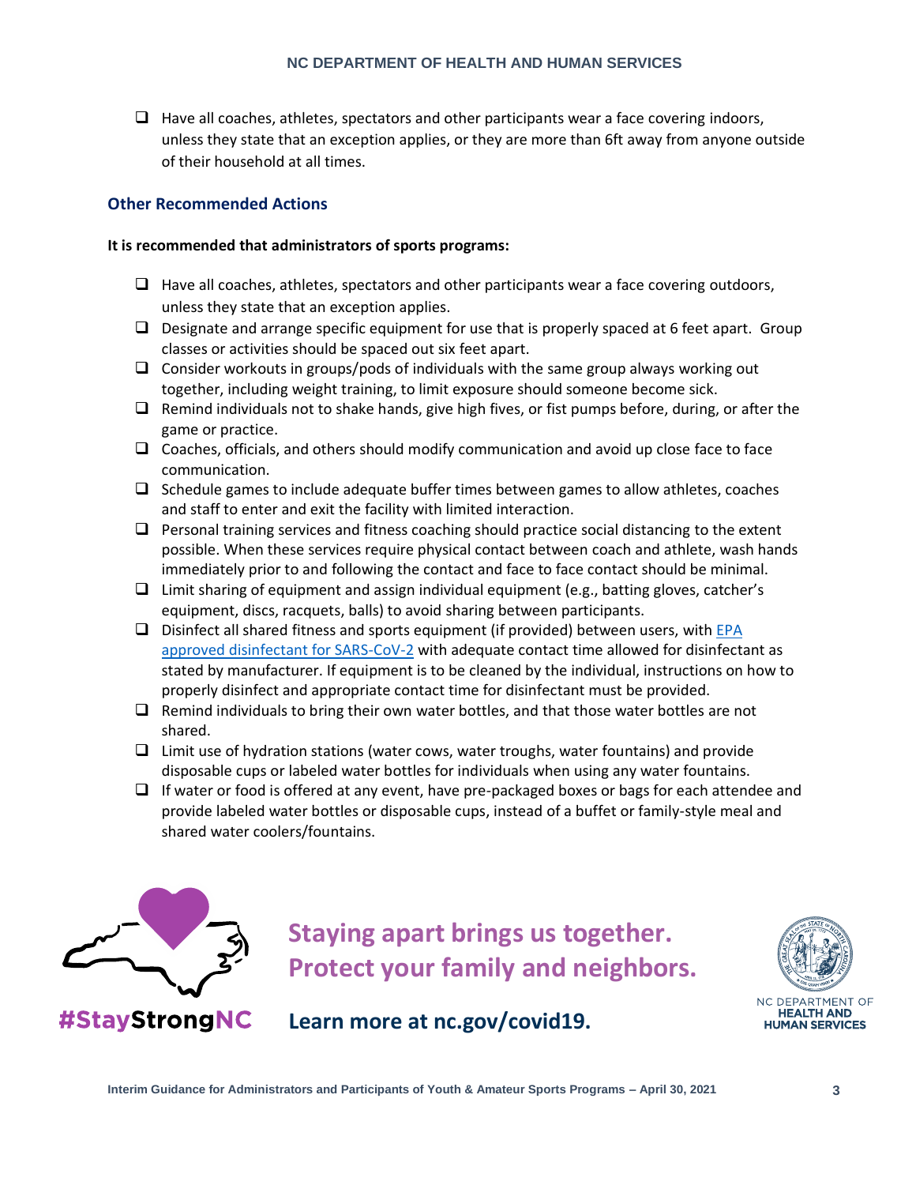- [ ] Have all coaches, athletes, spectators and other participants wear a face covering indoors, unless they state that an exception applies, or they are more than 6ft away from anyone outside of their household at all times.

## Other Recommended Actions

**It is recommended that administrators of sports programs:**

- [ ] Have all coaches, athletes, spectators and other participants wear a face covering outdoors, unless they state that an exception applies.
- [ ] Designate and arrange specific equipment for use that is properly spaced at 6 feet apart. Group classes or activities should be spaced out six feet apart.
- [ ] Consider workouts in groups/pods of individuals with the same group always working out together, including weight training, to limit exposure should someone become sick.
- [ ] Remind individuals not to shake hands, give high fives, or fist pumps before, during, or after the game or practice.
- [ ] Coaches, officials, and others should modify communication and avoid up close face to face communication.
- [ ] Schedule games to include adequate buffer times between games to allow athletes, coaches and staff to enter and exit the facility with limited interaction.
- [ ] Personal training services and fitness coaching should practice social distancing to the extent possible. When these services require physical contact between coach and athlete, wash hands immediately prior to and following the contact and face to face contact should be minimal.
- [ ] Limit sharing of equipment and assign individual equipment (e.g., batting gloves, catcher's equipment, discs, racquets, balls) to avoid sharing between participants.
- [ ] Disinfect all shared fitness and sports equipment (if provided) between users, with EPA approved disinfectant for SARS-CoV-2 with adequate contact time allowed for disinfectant as stated by manufacturer. If equipment is to be cleaned by the individual, instructions on how to properly disinfect and appropriate contact time for disinfectant must be provided.
- [ ] Remind individuals to bring their own water bottles, and that those water bottles are not shared.
- [ ] Limit use of hydration stations (water cows, water troughs, water fountains) and provide disposable cups or labeled water bottles for individuals when using any water fountains.
- [ ] If water or food is offered at any event, have pre-packaged boxes or bags for each attendee and provide labeled water bottles or disposable cups, instead of a buffet or family-style meal and shared water coolers/fountains.

#StayStrongNC

**Staying apart brings us together.**
**Protect your family and neighbors.**

**Learn more at nc.gov/covid19.**

NC DEPARTMENT OF HEALTH AND HUMAN SERVICES